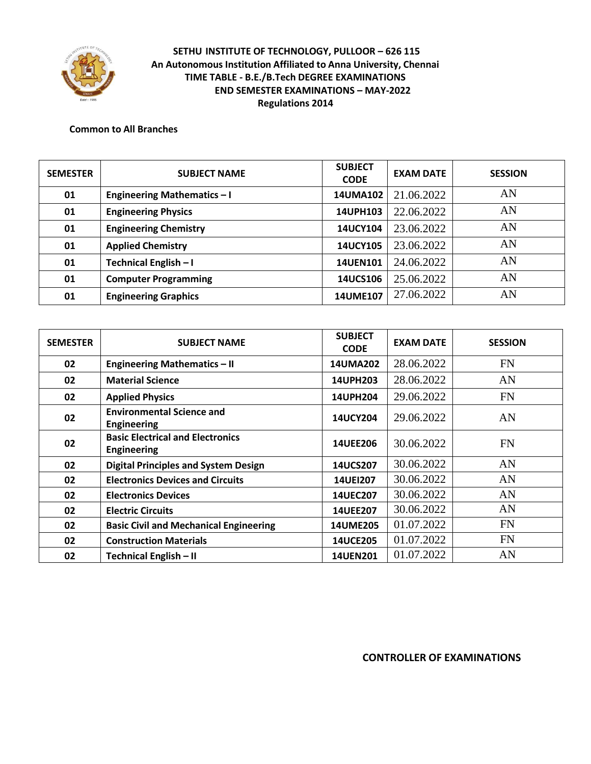# SETHU INSTITUTE OF TECHNOLOGY, PULLOOR – 626 115

**An Autonomous Institution Affiliated to Anna University, Chennai**

**TIME TABLE - B.E./B.Tech DEGREE EXAMINATIONS**

**END SEMESTER EXAMINATIONS – MAY-2022**

**Regulations 2014**

**Common to All Branches**

| SEMESTER | SUBJECT NAME | SUBJECT CODE | EXAM DATE | SESSION |
|---|---|---|---|---|
| 01 | Engineering Mathematics – I | 14UMA102 | 21.06.2022 | AN |
| 01 | Engineering Physics | 14UPH103 | 22.06.2022 | AN |
| 01 | Engineering Chemistry | 14UCY104 | 23.06.2022 | AN |
| 01 | Applied Chemistry | 14UCY105 | 23.06.2022 | AN |
| 01 | Technical English – I | 14UEN101 | 24.06.2022 | AN |
| 01 | Computer Programming | 14UCS106 | 25.06.2022 | AN |
| 01 | Engineering Graphics | 14UME107 | 27.06.2022 | AN |

| SEMESTER | SUBJECT NAME | SUBJECT CODE | EXAM DATE | SESSION |
|---|---|---|---|---|
| 02 | Engineering Mathematics – II | 14UMA202 | 28.06.2022 | FN |
| 02 | Material Science | 14UPH203 | 28.06.2022 | AN |
| 02 | Applied Physics | 14UPH204 | 29.06.2022 | FN |
| 02 | Environmental Science and Engineering | 14UCY204 | 29.06.2022 | AN |
| 02 | Basic Electrical and Electronics Engineering | 14UEE206 | 30.06.2022 | FN |
| 02 | Digital Principles and System Design | 14UCS207 | 30.06.2022 | AN |
| 02 | Electronics Devices and Circuits | 14UEI207 | 30.06.2022 | AN |
| 02 | Electronics Devices | 14UEC207 | 30.06.2022 | AN |
| 02 | Electric Circuits | 14UEE207 | 30.06.2022 | AN |
| 02 | Basic Civil and Mechanical Engineering | 14UME205 | 01.07.2022 | FN |
| 02 | Construction Materials | 14UCE205 | 01.07.2022 | FN |
| 02 | Technical English – II | 14UEN201 | 01.07.2022 | AN |

**CONTROLLER OF EXAMINATIONS**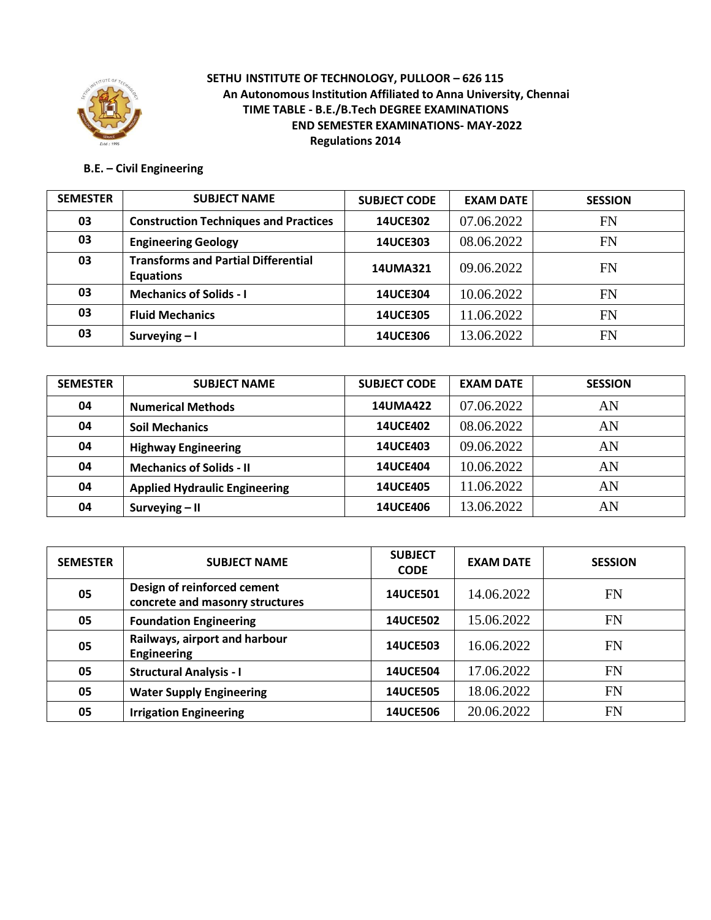**SETHU INSTITUTE OF TECHNOLOGY, PULLOOR – 626 115**
**An Autonomous Institution Affiliated to Anna University, Chennai**
**TIME TABLE - B.E./B.Tech DEGREE EXAMINATIONS**
**END SEMESTER EXAMINATIONS- MAY-2022**
**Regulations 2014**

**B.E. – Civil Engineering**

| SEMESTER | SUBJECT NAME | SUBJECT CODE | EXAM DATE | SESSION |
|---|---|---|---|---|
| 03 | Construction Techniques and Practices | 14UCE302 | 07.06.2022 | FN |
| 03 | Engineering Geology | 14UCE303 | 08.06.2022 | FN |
| 03 | Transforms and Partial Differential Equations | 14UMA321 | 09.06.2022 | FN |
| 03 | Mechanics of Solids - I | 14UCE304 | 10.06.2022 | FN |
| 03 | Fluid Mechanics | 14UCE305 | 11.06.2022 | FN |
| 03 | Surveying – I | 14UCE306 | 13.06.2022 | FN |

| SEMESTER | SUBJECT NAME | SUBJECT CODE | EXAM DATE | SESSION |
|---|---|---|---|---|
| 04 | Numerical Methods | 14UMA422 | 07.06.2022 | AN |
| 04 | Soil Mechanics | 14UCE402 | 08.06.2022 | AN |
| 04 | Highway Engineering | 14UCE403 | 09.06.2022 | AN |
| 04 | Mechanics of Solids - II | 14UCE404 | 10.06.2022 | AN |
| 04 | Applied Hydraulic Engineering | 14UCE405 | 11.06.2022 | AN |
| 04 | Surveying – II | 14UCE406 | 13.06.2022 | AN |

| SEMESTER | SUBJECT NAME | SUBJECT CODE | EXAM DATE | SESSION |
|---|---|---|---|---|
| 05 | Design of reinforced cement concrete and masonry structures | 14UCE501 | 14.06.2022 | FN |
| 05 | Foundation Engineering | 14UCE502 | 15.06.2022 | FN |
| 05 | Railways, airport and harbour Engineering | 14UCE503 | 16.06.2022 | FN |
| 05 | Structural Analysis - I | 14UCE504 | 17.06.2022 | FN |
| 05 | Water Supply Engineering | 14UCE505 | 18.06.2022 | FN |
| 05 | Irrigation Engineering | 14UCE506 | 20.06.2022 | FN |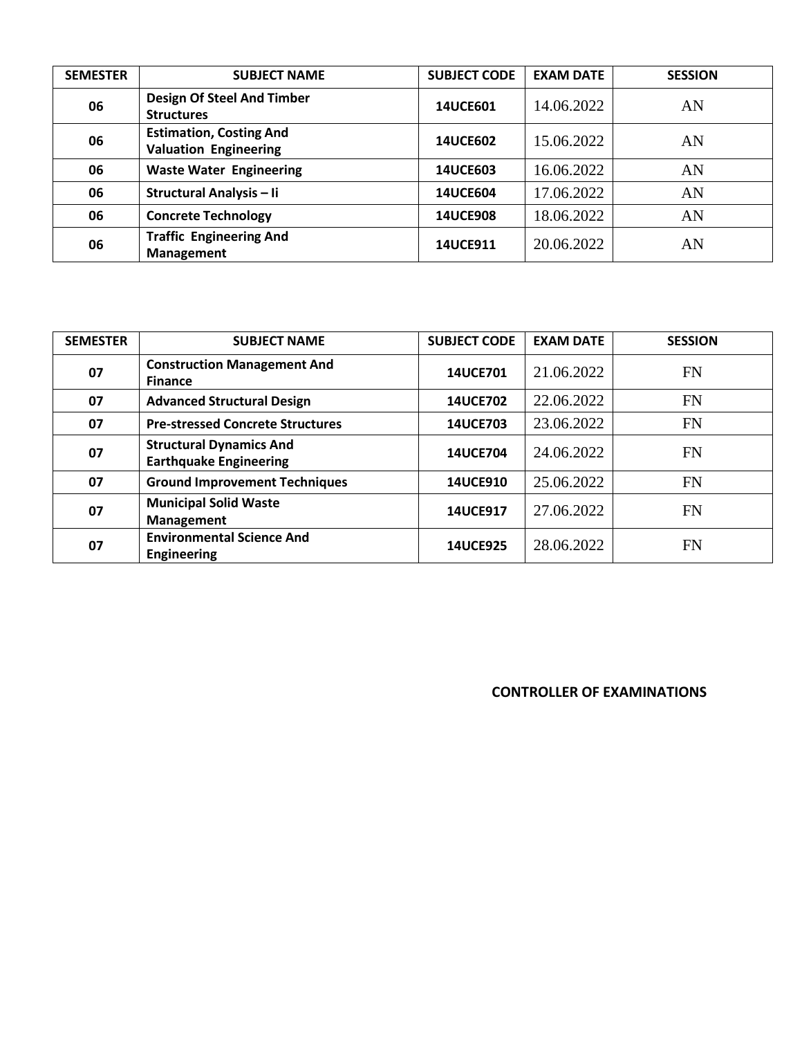| SEMESTER | SUBJECT NAME | SUBJECT CODE | EXAM DATE | SESSION |
| --- | --- | --- | --- | --- |
| 06 | Design Of Steel And Timber Structures | 14UCE601 | 14.06.2022 | AN |
| 06 | Estimation, Costing And Valuation Engineering | 14UCE602 | 15.06.2022 | AN |
| 06 | Waste Water Engineering | 14UCE603 | 16.06.2022 | AN |
| 06 | Structural Analysis – Ii | 14UCE604 | 17.06.2022 | AN |
| 06 | Concrete Technology | 14UCE908 | 18.06.2022 | AN |
| 06 | Traffic Engineering And Management | 14UCE911 | 20.06.2022 | AN |

| SEMESTER | SUBJECT NAME | SUBJECT CODE | EXAM DATE | SESSION |
| --- | --- | --- | --- | --- |
| 07 | Construction Management And Finance | 14UCE701 | 21.06.2022 | FN |
| 07 | Advanced Structural Design | 14UCE702 | 22.06.2022 | FN |
| 07 | Pre-stressed Concrete Structures | 14UCE703 | 23.06.2022 | FN |
| 07 | Structural Dynamics And Earthquake Engineering | 14UCE704 | 24.06.2022 | FN |
| 07 | Ground Improvement Techniques | 14UCE910 | 25.06.2022 | FN |
| 07 | Municipal Solid Waste Management | 14UCE917 | 27.06.2022 | FN |
| 07 | Environmental Science And Engineering | 14UCE925 | 28.06.2022 | FN |

**CONTROLLER OF EXAMINATIONS**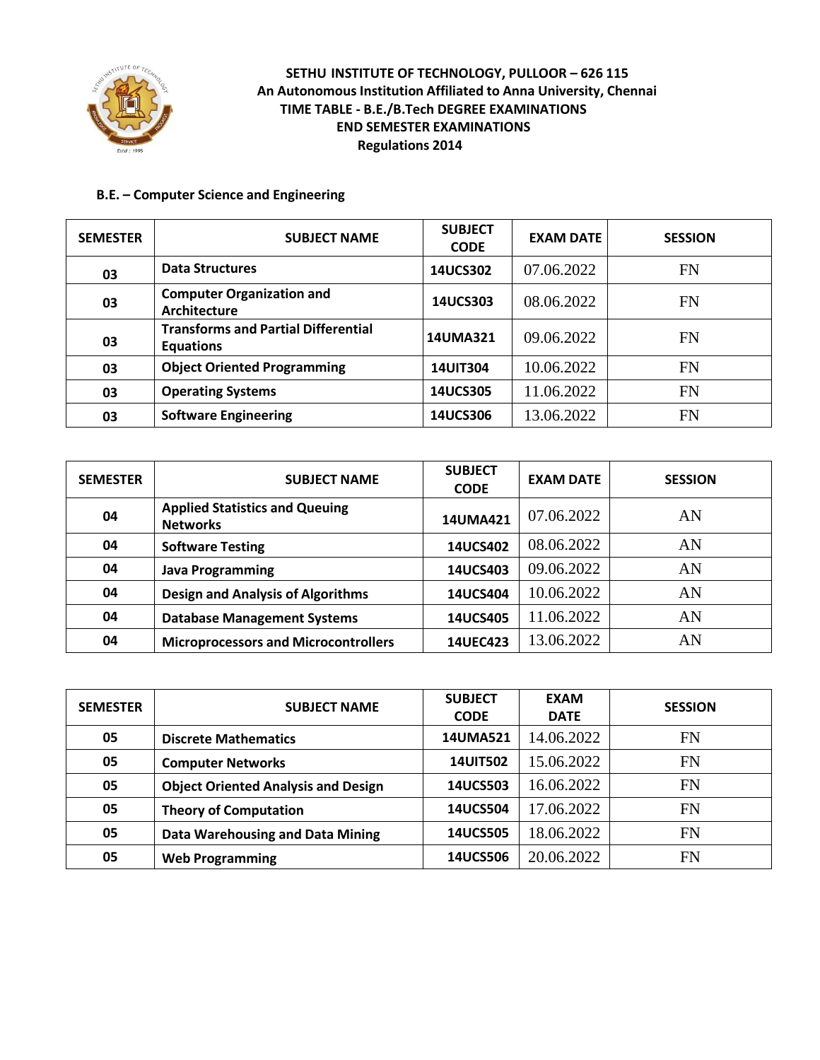**SETHU INSTITUTE OF TECHNOLOGY, PULLOOR – 626 115**
**An Autonomous Institution Affiliated to Anna University, Chennai**
**TIME TABLE - B.E./B.Tech DEGREE EXAMINATIONS**
**END SEMESTER EXAMINATIONS**
**Regulations 2014**

**B.E. – Computer Science and Engineering**

| SEMESTER | SUBJECT NAME | SUBJECT CODE | EXAM DATE | SESSION |
|---|---|---|---|---|
| 03 | Data Structures | 14UCS302 | 07.06.2022 | FN |
| 03 | Computer Organization and Architecture | 14UCS303 | 08.06.2022 | FN |
| 03 | Transforms and Partial Differential Equations | 14UMA321 | 09.06.2022 | FN |
| 03 | Object Oriented Programming | 14UIT304 | 10.06.2022 | FN |
| 03 | Operating Systems | 14UCS305 | 11.06.2022 | FN |
| 03 | Software Engineering | 14UCS306 | 13.06.2022 | FN |

| SEMESTER | SUBJECT NAME | SUBJECT CODE | EXAM DATE | SESSION |
|---|---|---|---|---|
| 04 | Applied Statistics and Queuing Networks | 14UMA421 | 07.06.2022 | AN |
| 04 | Software Testing | 14UCS402 | 08.06.2022 | AN |
| 04 | Java Programming | 14UCS403 | 09.06.2022 | AN |
| 04 | Design and Analysis of Algorithms | 14UCS404 | 10.06.2022 | AN |
| 04 | Database Management Systems | 14UCS405 | 11.06.2022 | AN |
| 04 | Microprocessors and Microcontrollers | 14UEC423 | 13.06.2022 | AN |

| SEMESTER | SUBJECT NAME | SUBJECT CODE | EXAM DATE | SESSION |
|---|---|---|---|---|
| 05 | Discrete Mathematics | 14UMA521 | 14.06.2022 | FN |
| 05 | Computer Networks | 14UIT502 | 15.06.2022 | FN |
| 05 | Object Oriented Analysis and Design | 14UCS503 | 16.06.2022 | FN |
| 05 | Theory of Computation | 14UCS504 | 17.06.2022 | FN |
| 05 | Data Warehousing and Data Mining | 14UCS505 | 18.06.2022 | FN |
| 05 | Web Programming | 14UCS506 | 20.06.2022 | FN |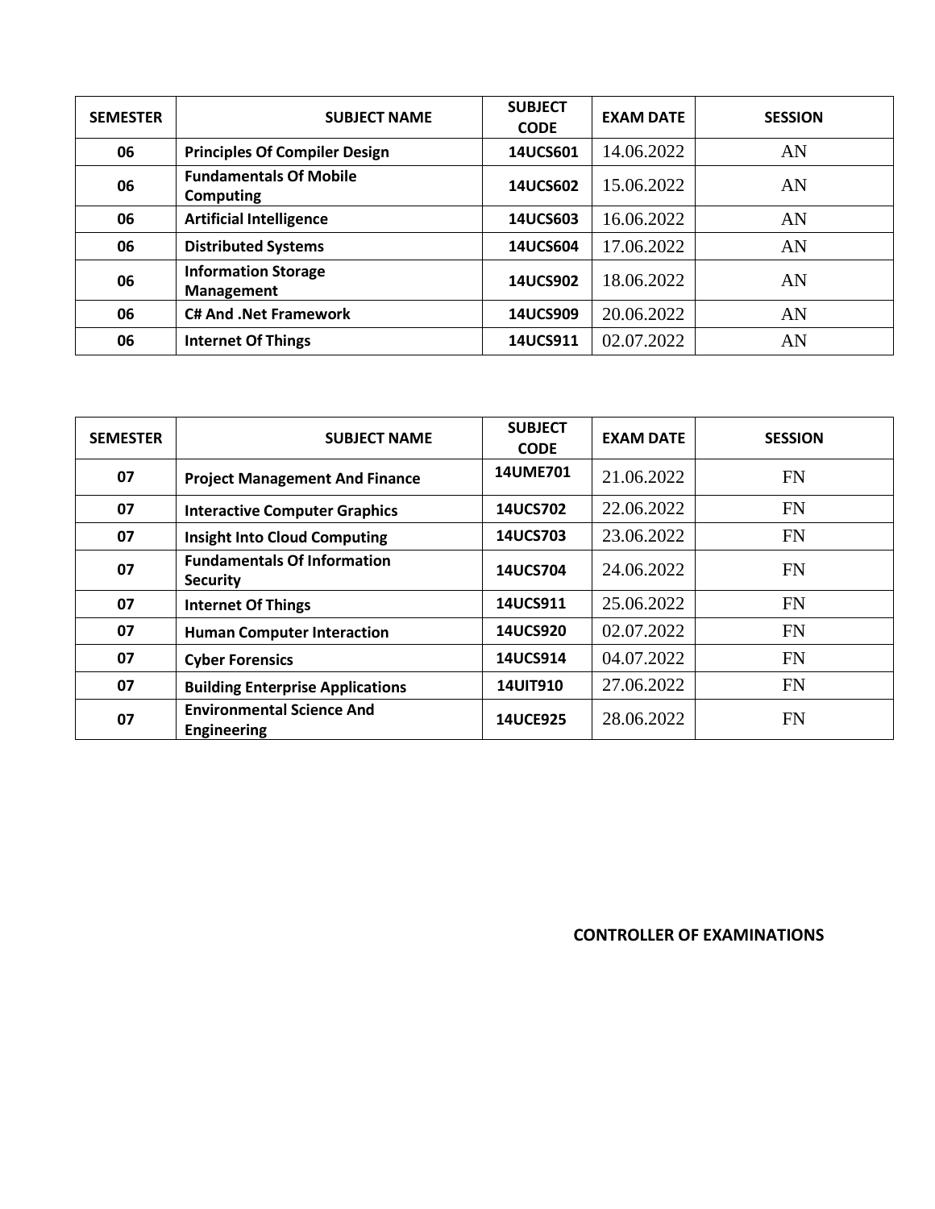| SEMESTER | SUBJECT NAME | SUBJECT CODE | EXAM DATE | SESSION |
|---|---|---|---|---|
| 06 | Principles Of Compiler Design | 14UCS601 | 14.06.2022 | AN |
| 06 | Fundamentals Of Mobile Computing | 14UCS602 | 15.06.2022 | AN |
| 06 | Artificial Intelligence | 14UCS603 | 16.06.2022 | AN |
| 06 | Distributed Systems | 14UCS604 | 17.06.2022 | AN |
| 06 | Information Storage Management | 14UCS902 | 18.06.2022 | AN |
| 06 | C# And .Net Framework | 14UCS909 | 20.06.2022 | AN |
| 06 | Internet Of Things | 14UCS911 | 02.07.2022 | AN |

| SEMESTER | SUBJECT NAME | SUBJECT CODE | EXAM DATE | SESSION |
|---|---|---|---|---|
| 07 | Project Management And Finance | 14UME701 | 21.06.2022 | FN |
| 07 | Interactive Computer Graphics | 14UCS702 | 22.06.2022 | FN |
| 07 | Insight Into Cloud Computing | 14UCS703 | 23.06.2022 | FN |
| 07 | Fundamentals Of Information Security | 14UCS704 | 24.06.2022 | FN |
| 07 | Internet Of Things | 14UCS911 | 25.06.2022 | FN |
| 07 | Human Computer Interaction | 14UCS920 | 02.07.2022 | FN |
| 07 | Cyber Forensics | 14UCS914 | 04.07.2022 | FN |
| 07 | Building Enterprise Applications | 14UIT910 | 27.06.2022 | FN |
| 07 | Environmental Science And Engineering | 14UCE925 | 28.06.2022 | FN |

**CONTROLLER OF EXAMINATIONS**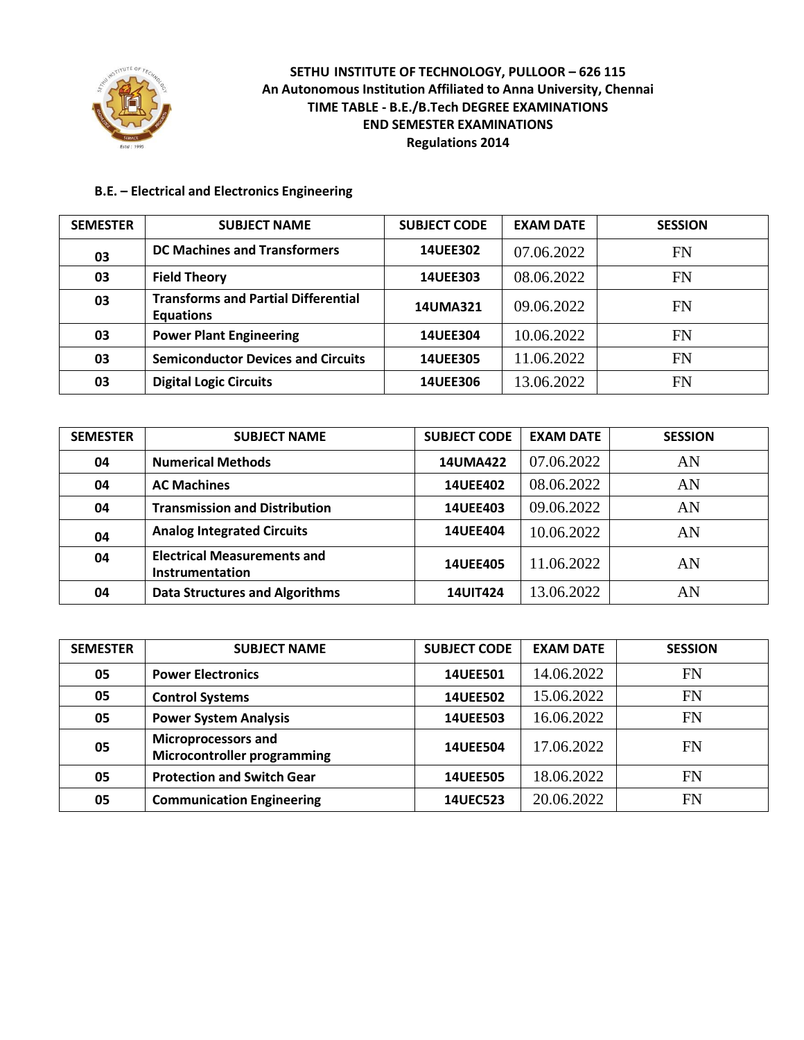**SETHU INSTITUTE OF TECHNOLOGY, PULLOOR – 626 115**
**An Autonomous Institution Affiliated to Anna University, Chennai**
**TIME TABLE - B.E./B.Tech DEGREE EXAMINATIONS**
**END SEMESTER EXAMINATIONS**
**Regulations 2014**

**B.E. – Electrical and Electronics Engineering**

| SEMESTER | SUBJECT NAME | SUBJECT CODE | EXAM DATE | SESSION |
|---|---|---|---|---|
| 03 | DC Machines and Transformers | 14UEE302 | 07.06.2022 | FN |
| 03 | Field Theory | 14UEE303 | 08.06.2022 | FN |
| 03 | Transforms and Partial Differential Equations | 14UMA321 | 09.06.2022 | FN |
| 03 | Power Plant Engineering | 14UEE304 | 10.06.2022 | FN |
| 03 | Semiconductor Devices and Circuits | 14UEE305 | 11.06.2022 | FN |
| 03 | Digital Logic Circuits | 14UEE306 | 13.06.2022 | FN |

| SEMESTER | SUBJECT NAME | SUBJECT CODE | EXAM DATE | SESSION |
|---|---|---|---|---|
| 04 | Numerical Methods | 14UMA422 | 07.06.2022 | AN |
| 04 | AC Machines | 14UEE402 | 08.06.2022 | AN |
| 04 | Transmission and Distribution | 14UEE403 | 09.06.2022 | AN |
| 04 | Analog Integrated Circuits | 14UEE404 | 10.06.2022 | AN |
| 04 | Electrical Measurements and Instrumentation | 14UEE405 | 11.06.2022 | AN |
| 04 | Data Structures and Algorithms | 14UIT424 | 13.06.2022 | AN |

| SEMESTER | SUBJECT NAME | SUBJECT CODE | EXAM DATE | SESSION |
|---|---|---|---|---|
| 05 | Power Electronics | 14UEE501 | 14.06.2022 | FN |
| 05 | Control Systems | 14UEE502 | 15.06.2022 | FN |
| 05 | Power System Analysis | 14UEE503 | 16.06.2022 | FN |
| 05 | Microprocessors and Microcontroller programming | 14UEE504 | 17.06.2022 | FN |
| 05 | Protection and Switch Gear | 14UEE505 | 18.06.2022 | FN |
| 05 | Communication Engineering | 14UEC523 | 20.06.2022 | FN |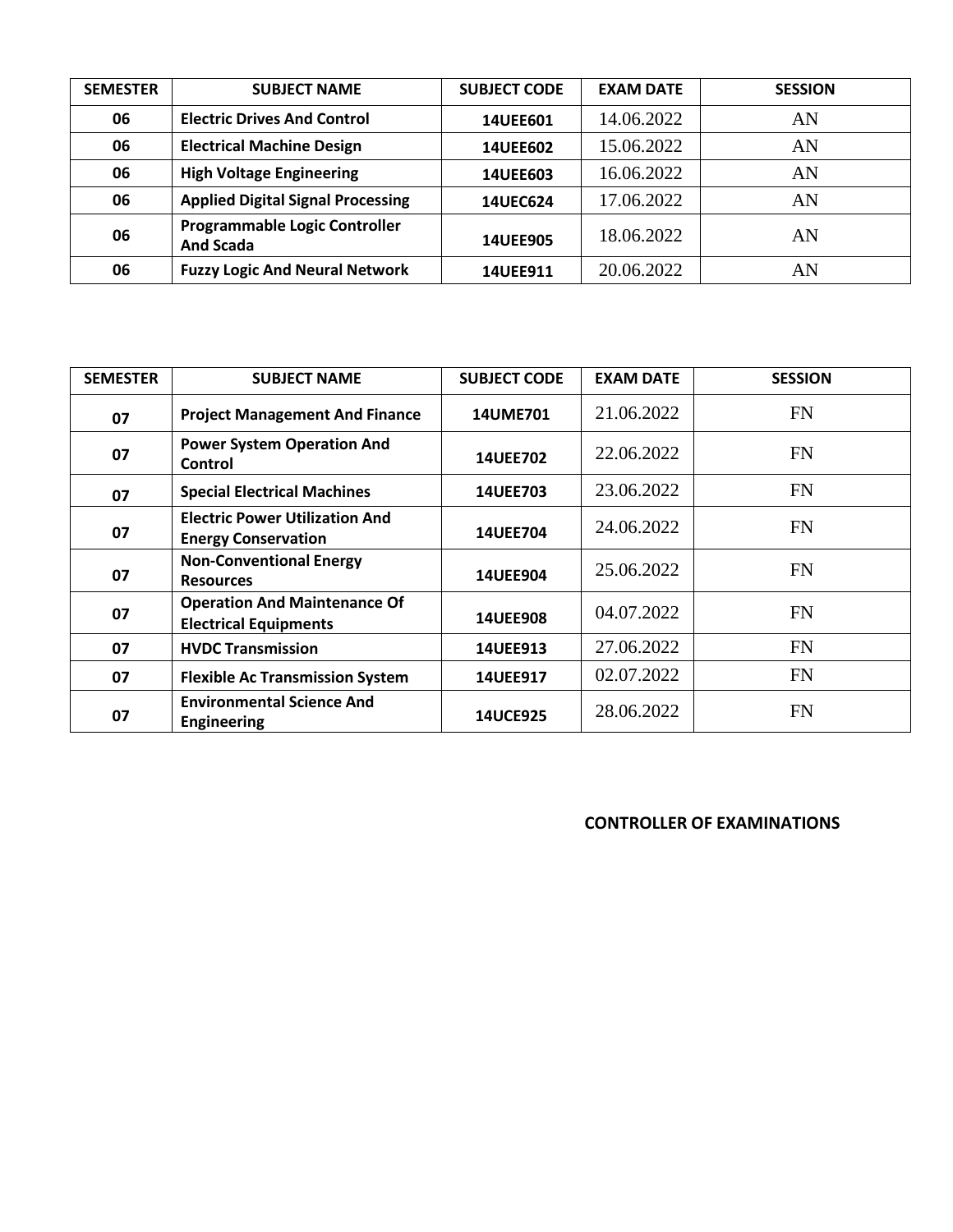| SEMESTER | SUBJECT NAME | SUBJECT CODE | EXAM DATE | SESSION |
|---|---|---|---|---|
| 06 | Electric Drives And Control | 14UEE601 | 14.06.2022 | AN |
| 06 | Electrical Machine Design | 14UEE602 | 15.06.2022 | AN |
| 06 | High Voltage Engineering | 14UEE603 | 16.06.2022 | AN |
| 06 | Applied Digital Signal Processing | 14UEC624 | 17.06.2022 | AN |
| 06 | Programmable Logic Controller And Scada | 14UEE905 | 18.06.2022 | AN |
| 06 | Fuzzy Logic And Neural Network | 14UEE911 | 20.06.2022 | AN |

| SEMESTER | SUBJECT NAME | SUBJECT CODE | EXAM DATE | SESSION |
|---|---|---|---|---|
| 07 | Project Management And Finance | 14UME701 | 21.06.2022 | FN |
| 07 | Power System Operation And Control | 14UEE702 | 22.06.2022 | FN |
| 07 | Special Electrical Machines | 14UEE703 | 23.06.2022 | FN |
| 07 | Electric Power Utilization And Energy Conservation | 14UEE704 | 24.06.2022 | FN |
| 07 | Non-Conventional Energy Resources | 14UEE904 | 25.06.2022 | FN |
| 07 | Operation And Maintenance Of Electrical Equipments | 14UEE908 | 04.07.2022 | FN |
| 07 | HVDC Transmission | 14UEE913 | 27.06.2022 | FN |
| 07 | Flexible Ac Transmission System | 14UEE917 | 02.07.2022 | FN |
| 07 | Environmental Science And Engineering | 14UCE925 | 28.06.2022 | FN |

**CONTROLLER OF EXAMINATIONS**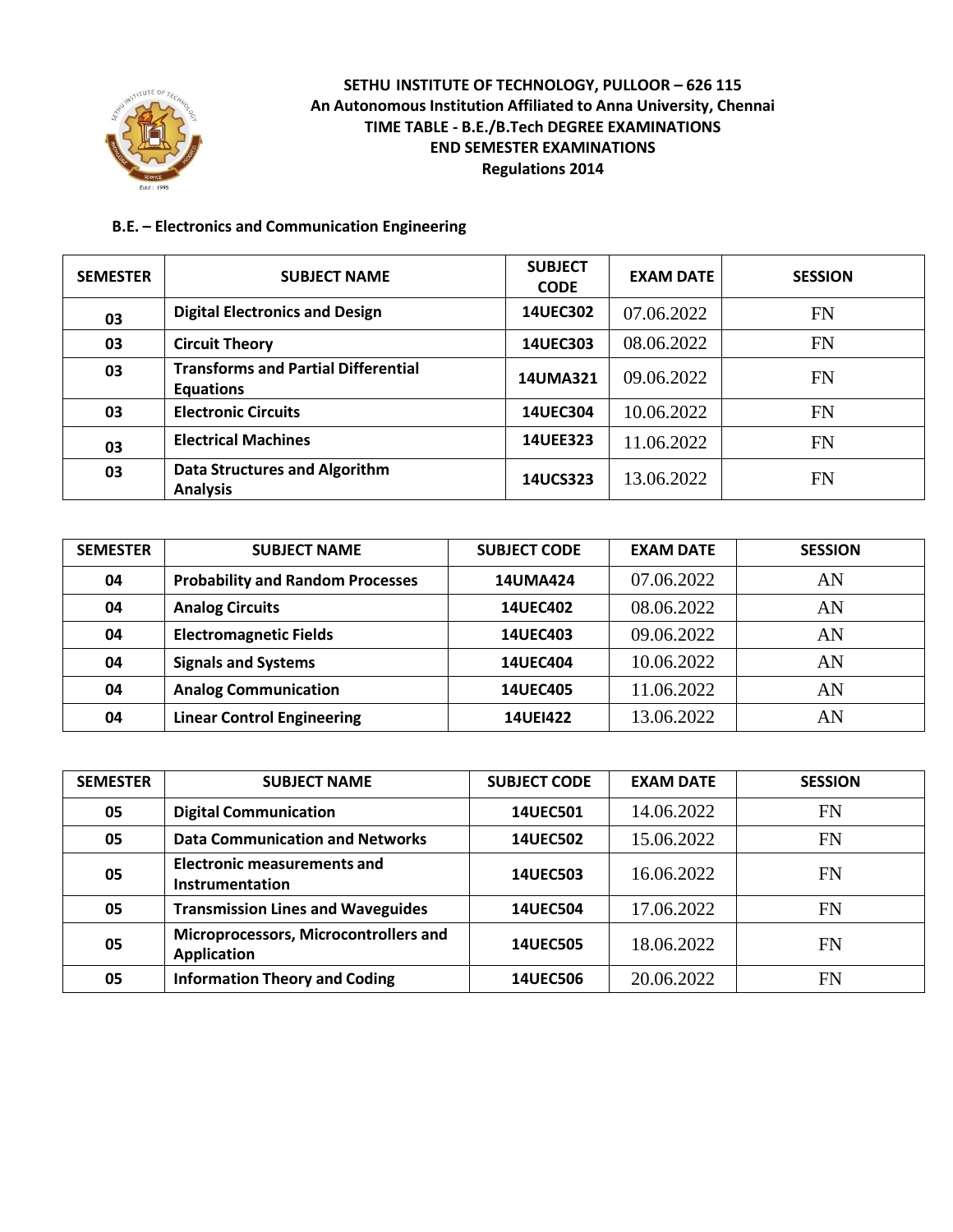**SETHU INSTITUTE OF TECHNOLOGY, PULLOOR – 626 115**
**An Autonomous Institution Affiliated to Anna University, Chennai**
**TIME TABLE - B.E./B.Tech DEGREE EXAMINATIONS**
**END SEMESTER EXAMINATIONS**
**Regulations 2014**

**B.E. – Electronics and Communication Engineering**

| SEMESTER | SUBJECT NAME | SUBJECT CODE | EXAM DATE | SESSION |
|---|---|---|---|---|
| 03 | Digital Electronics and Design | 14UEC302 | 07.06.2022 | FN |
| 03 | Circuit Theory | 14UEC303 | 08.06.2022 | FN |
| 03 | Transforms and Partial Differential Equations | 14UMA321 | 09.06.2022 | FN |
| 03 | Electronic Circuits | 14UEC304 | 10.06.2022 | FN |
| 03 | Electrical Machines | 14UEE323 | 11.06.2022 | FN |
| 03 | Data Structures and Algorithm Analysis | 14UCS323 | 13.06.2022 | FN |

| SEMESTER | SUBJECT NAME | SUBJECT CODE | EXAM DATE | SESSION |
|---|---|---|---|---|
| 04 | Probability and Random Processes | 14UMA424 | 07.06.2022 | AN |
| 04 | Analog Circuits | 14UEC402 | 08.06.2022 | AN |
| 04 | Electromagnetic Fields | 14UEC403 | 09.06.2022 | AN |
| 04 | Signals and Systems | 14UEC404 | 10.06.2022 | AN |
| 04 | Analog Communication | 14UEC405 | 11.06.2022 | AN |
| 04 | Linear Control Engineering | 14UEI422 | 13.06.2022 | AN |

| SEMESTER | SUBJECT NAME | SUBJECT CODE | EXAM DATE | SESSION |
|---|---|---|---|---|
| 05 | Digital Communication | 14UEC501 | 14.06.2022 | FN |
| 05 | Data Communication and Networks | 14UEC502 | 15.06.2022 | FN |
| 05 | Electronic measurements and Instrumentation | 14UEC503 | 16.06.2022 | FN |
| 05 | Transmission Lines and Waveguides | 14UEC504 | 17.06.2022 | FN |
| 05 | Microprocessors, Microcontrollers and Application | 14UEC505 | 18.06.2022 | FN |
| 05 | Information Theory and Coding | 14UEC506 | 20.06.2022 | FN |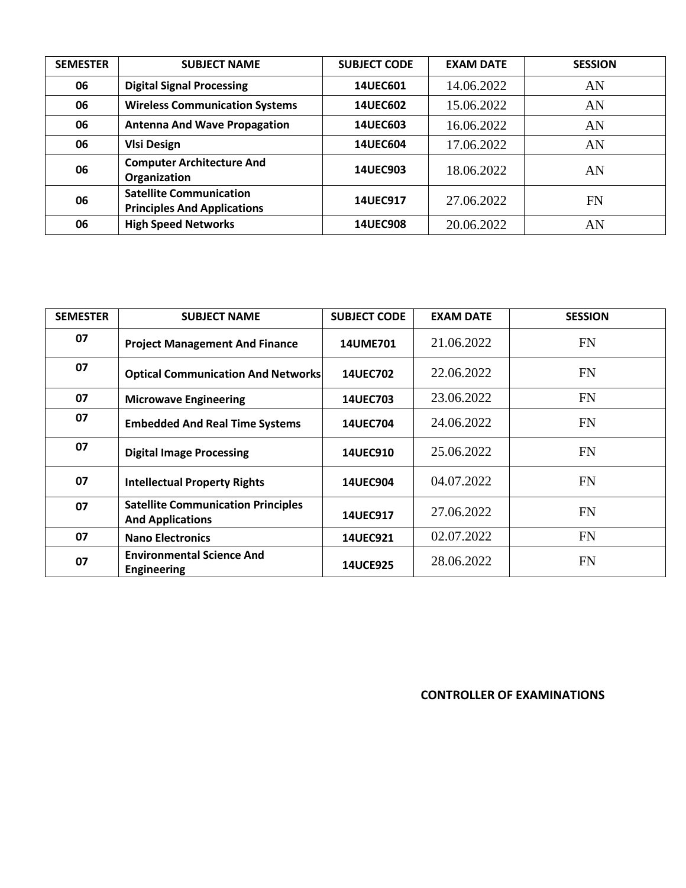| SEMESTER | SUBJECT NAME | SUBJECT CODE | EXAM DATE | SESSION |
|---|---|---|---|---|
| 06 | Digital Signal Processing | 14UEC601 | 14.06.2022 | AN |
| 06 | Wireless Communication Systems | 14UEC602 | 15.06.2022 | AN |
| 06 | Antenna And Wave Propagation | 14UEC603 | 16.06.2022 | AN |
| 06 | Vlsi Design | 14UEC604 | 17.06.2022 | AN |
| 06 | Computer Architecture And Organization | 14UEC903 | 18.06.2022 | AN |
| 06 | Satellite Communication Principles And Applications | 14UEC917 | 27.06.2022 | FN |
| 06 | High Speed Networks | 14UEC908 | 20.06.2022 | AN |

| SEMESTER | SUBJECT NAME | SUBJECT CODE | EXAM DATE | SESSION |
|---|---|---|---|---|
| 07 | Project Management And Finance | 14UME701 | 21.06.2022 | FN |
| 07 | Optical Communication And Networks | 14UEC702 | 22.06.2022 | FN |
| 07 | Microwave Engineering | 14UEC703 | 23.06.2022 | FN |
| 07 | Embedded And Real Time Systems | 14UEC704 | 24.06.2022 | FN |
| 07 | Digital Image Processing | 14UEC910 | 25.06.2022 | FN |
| 07 | Intellectual Property Rights | 14UEC904 | 04.07.2022 | FN |
| 07 | Satellite Communication Principles And Applications | 14UEC917 | 27.06.2022 | FN |
| 07 | Nano Electronics | 14UEC921 | 02.07.2022 | FN |
| 07 | Environmental Science And Engineering | 14UCE925 | 28.06.2022 | FN |

**CONTROLLER OF EXAMINATIONS**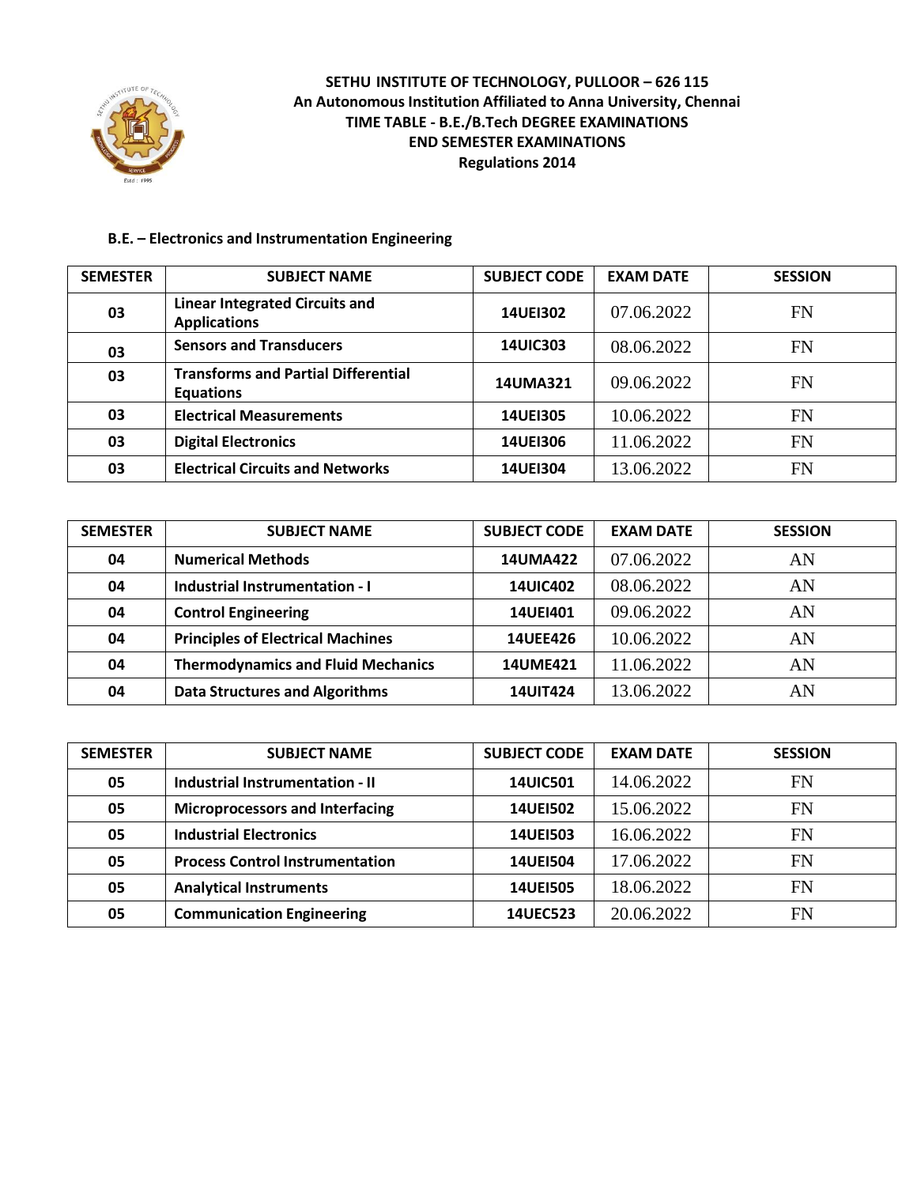**SETHU INSTITUTE OF TECHNOLOGY, PULLOOR – 626 115**
**An Autonomous Institution Affiliated to Anna University, Chennai**
**TIME TABLE - B.E./B.Tech DEGREE EXAMINATIONS**
**END SEMESTER EXAMINATIONS**
**Regulations 2014**

**B.E. – Electronics and Instrumentation Engineering**

| SEMESTER | SUBJECT NAME | SUBJECT CODE | EXAM DATE | SESSION |
|---|---|---|---|---|
| 03 | Linear Integrated Circuits and Applications | 14UEI302 | 07.06.2022 | FN |
| 03 | Sensors and Transducers | 14UIC303 | 08.06.2022 | FN |
| 03 | Transforms and Partial Differential Equations | 14UMA321 | 09.06.2022 | FN |
| 03 | Electrical Measurements | 14UEI305 | 10.06.2022 | FN |
| 03 | Digital Electronics | 14UEI306 | 11.06.2022 | FN |
| 03 | Electrical Circuits and Networks | 14UEI304 | 13.06.2022 | FN |

| SEMESTER | SUBJECT NAME | SUBJECT CODE | EXAM DATE | SESSION |
|---|---|---|---|---|
| 04 | Numerical Methods | 14UMA422 | 07.06.2022 | AN |
| 04 | Industrial Instrumentation - I | 14UIC402 | 08.06.2022 | AN |
| 04 | Control Engineering | 14UEI401 | 09.06.2022 | AN |
| 04 | Principles of Electrical Machines | 14UEE426 | 10.06.2022 | AN |
| 04 | Thermodynamics and Fluid Mechanics | 14UME421 | 11.06.2022 | AN |
| 04 | Data Structures and Algorithms | 14UIT424 | 13.06.2022 | AN |

| SEMESTER | SUBJECT NAME | SUBJECT CODE | EXAM DATE | SESSION |
|---|---|---|---|---|
| 05 | Industrial Instrumentation - II | 14UIC501 | 14.06.2022 | FN |
| 05 | Microprocessors and Interfacing | 14UEI502 | 15.06.2022 | FN |
| 05 | Industrial Electronics | 14UEI503 | 16.06.2022 | FN |
| 05 | Process Control Instrumentation | 14UEI504 | 17.06.2022 | FN |
| 05 | Analytical Instruments | 14UEI505 | 18.06.2022 | FN |
| 05 | Communication Engineering | 14UEC523 | 20.06.2022 | FN |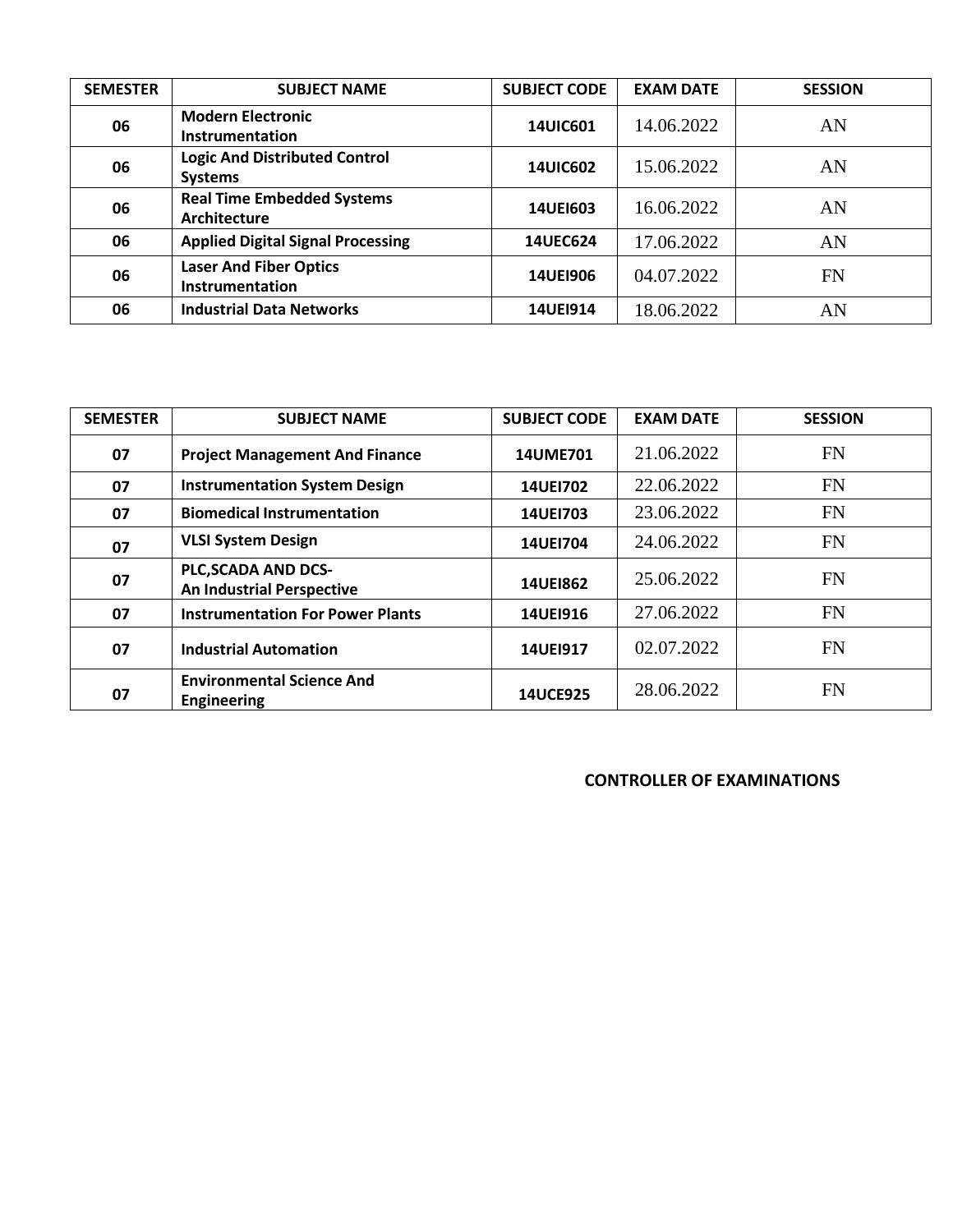| SEMESTER | SUBJECT NAME | SUBJECT CODE | EXAM DATE | SESSION |
|---|---|---|---|---|
| 06 | Modern Electronic Instrumentation | 14UIC601 | 14.06.2022 | AN |
| 06 | Logic And Distributed Control Systems | 14UIC602 | 15.06.2022 | AN |
| 06 | Real Time Embedded Systems Architecture | 14UEI603 | 16.06.2022 | AN |
| 06 | Applied Digital Signal Processing | 14UEC624 | 17.06.2022 | AN |
| 06 | Laser And Fiber Optics Instrumentation | 14UEI906 | 04.07.2022 | FN |
| 06 | Industrial Data Networks | 14UEI914 | 18.06.2022 | AN |

| SEMESTER | SUBJECT NAME | SUBJECT CODE | EXAM DATE | SESSION |
|---|---|---|---|---|
| 07 | Project Management And Finance | 14UME701 | 21.06.2022 | FN |
| 07 | Instrumentation System Design | 14UEI702 | 22.06.2022 | FN |
| 07 | Biomedical Instrumentation | 14UEI703 | 23.06.2022 | FN |
| 07 | VLSI System Design | 14UEI704 | 24.06.2022 | FN |
| 07 | PLC,SCADA AND DCS- An Industrial Perspective | 14UEI862 | 25.06.2022 | FN |
| 07 | Instrumentation For Power Plants | 14UEI916 | 27.06.2022 | FN |
| 07 | Industrial Automation | 14UEI917 | 02.07.2022 | FN |
| 07 | Environmental Science And Engineering | 14UCE925 | 28.06.2022 | FN |

**CONTROLLER OF EXAMINATIONS**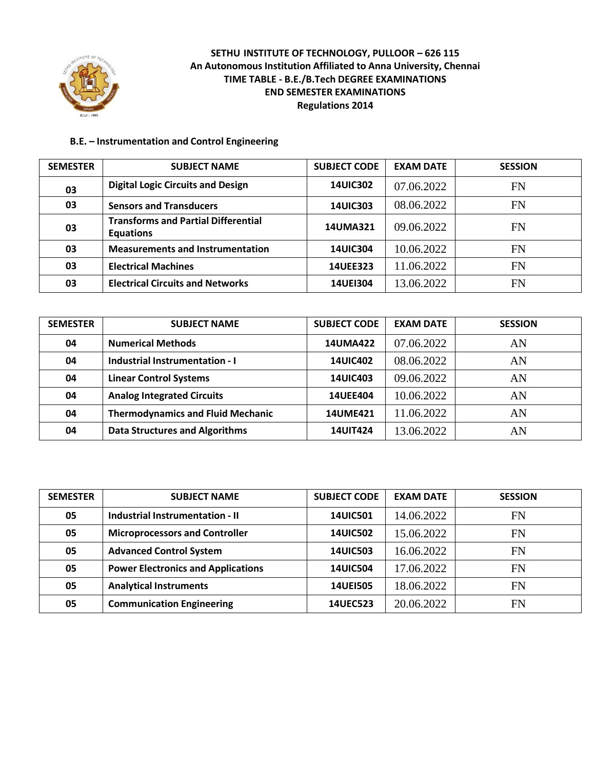**SETHU INSTITUTE OF TECHNOLOGY, PULLOOR – 626 115**
**An Autonomous Institution Affiliated to Anna University, Chennai**
**TIME TABLE - B.E./B.Tech DEGREE EXAMINATIONS**
**END SEMESTER EXAMINATIONS**
**Regulations 2014**

**B.E. – Instrumentation and Control Engineering**

| SEMESTER | SUBJECT NAME | SUBJECT CODE | EXAM DATE | SESSION |
|---|---|---|---|---|
| 03 | Digital Logic Circuits and Design | 14UIC302 | 07.06.2022 | FN |
| 03 | Sensors and Transducers | 14UIC303 | 08.06.2022 | FN |
| 03 | Transforms and Partial Differential Equations | 14UMA321 | 09.06.2022 | FN |
| 03 | Measurements and Instrumentation | 14UIC304 | 10.06.2022 | FN |
| 03 | Electrical Machines | 14UEE323 | 11.06.2022 | FN |
| 03 | Electrical Circuits and Networks | 14UEI304 | 13.06.2022 | FN |

| SEMESTER | SUBJECT NAME | SUBJECT CODE | EXAM DATE | SESSION |
|---|---|---|---|---|
| 04 | Numerical Methods | 14UMA422 | 07.06.2022 | AN |
| 04 | Industrial Instrumentation - I | 14UIC402 | 08.06.2022 | AN |
| 04 | Linear Control Systems | 14UIC403 | 09.06.2022 | AN |
| 04 | Analog Integrated Circuits | 14UEE404 | 10.06.2022 | AN |
| 04 | Thermodynamics and Fluid Mechanic | 14UME421 | 11.06.2022 | AN |
| 04 | Data Structures and Algorithms | 14UIT424 | 13.06.2022 | AN |

| SEMESTER | SUBJECT NAME | SUBJECT CODE | EXAM DATE | SESSION |
|---|---|---|---|---|
| 05 | Industrial Instrumentation - II | 14UIC501 | 14.06.2022 | FN |
| 05 | Microprocessors and Controller | 14UIC502 | 15.06.2022 | FN |
| 05 | Advanced Control System | 14UIC503 | 16.06.2022 | FN |
| 05 | Power Electronics and Applications | 14UIC504 | 17.06.2022 | FN |
| 05 | Analytical Instruments | 14UEI505 | 18.06.2022 | FN |
| 05 | Communication Engineering | 14UEC523 | 20.06.2022 | FN |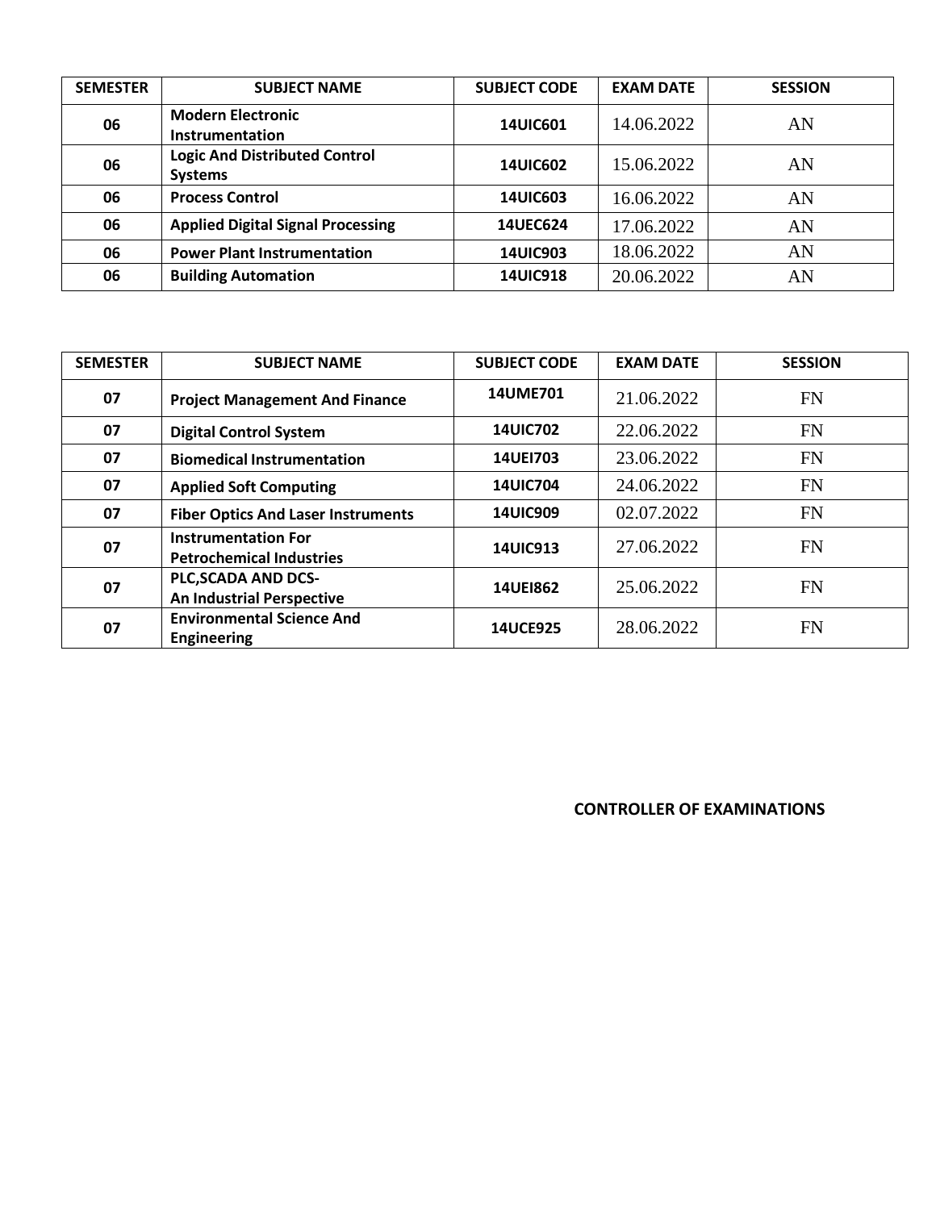| SEMESTER | SUBJECT NAME | SUBJECT CODE | EXAM DATE | SESSION |
|---|---|---|---|---|
| 06 | **Modern Electronic Instrumentation** | 14UIC601 | 14.06.2022 | AN |
| 06 | **Logic And Distributed Control Systems** | 14UIC602 | 15.06.2022 | AN |
| 06 | **Process Control** | 14UIC603 | 16.06.2022 | AN |
| 06 | **Applied Digital Signal Processing** | 14UEC624 | 17.06.2022 | AN |
| 06 | **Power Plant Instrumentation** | 14UIC903 | 18.06.2022 | AN |
| 06 | **Building Automation** | 14UIC918 | 20.06.2022 | AN |

| SEMESTER | SUBJECT NAME | SUBJECT CODE | EXAM DATE | SESSION |
|---|---|---|---|---|
| 07 | **Project Management And Finance** | 14UME701 | 21.06.2022 | FN |
| 07 | **Digital Control System** | 14UIC702 | 22.06.2022 | FN |
| 07 | **Biomedical Instrumentation** | 14UEI703 | 23.06.2022 | FN |
| 07 | **Applied Soft Computing** | 14UIC704 | 24.06.2022 | FN |
| 07 | **Fiber Optics And Laser Instruments** | 14UIC909 | 02.07.2022 | FN |
| 07 | **Instrumentation For Petrochemical Industries** | 14UIC913 | 27.06.2022 | FN |
| 07 | **PLC,SCADA AND DCS- An Industrial Perspective** | 14UEI862 | 25.06.2022 | FN |
| 07 | **Environmental Science And Engineering** | 14UCE925 | 28.06.2022 | FN |

**CONTROLLER OF EXAMINATIONS**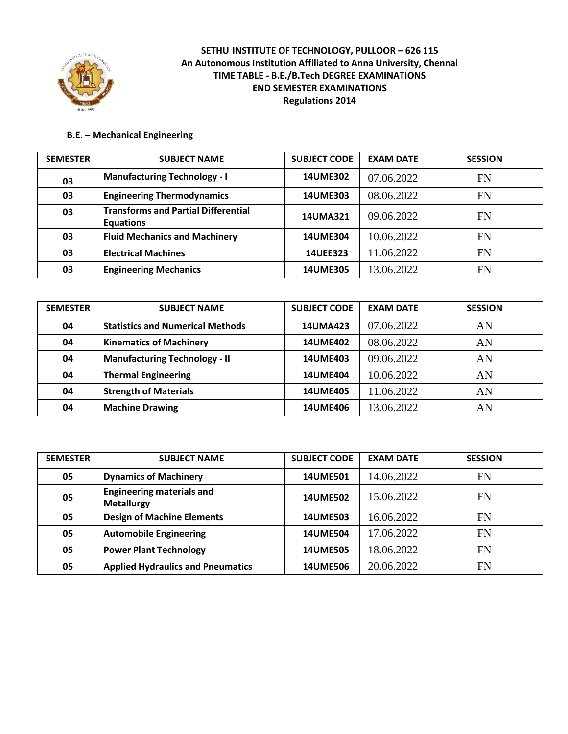**SETHU INSTITUTE OF TECHNOLOGY, PULLOOR – 626 115**
**An Autonomous Institution Affiliated to Anna University, Chennai**
**TIME TABLE - B.E./B.Tech DEGREE EXAMINATIONS**
**END SEMESTER EXAMINATIONS**
**Regulations 2014**

**B.E. – Mechanical Engineering**

| SEMESTER | SUBJECT NAME | SUBJECT CODE | EXAM DATE | SESSION |
|---|---|---|---|---|
| 03 | Manufacturing Technology - I | 14UME302 | 07.06.2022 | FN |
| 03 | Engineering Thermodynamics | 14UME303 | 08.06.2022 | FN |
| 03 | Transforms and Partial Differential Equations | 14UMA321 | 09.06.2022 | FN |
| 03 | Fluid Mechanics and Machinery | 14UME304 | 10.06.2022 | FN |
| 03 | Electrical Machines | 14UEE323 | 11.06.2022 | FN |
| 03 | Engineering Mechanics | 14UME305 | 13.06.2022 | FN |

| SEMESTER | SUBJECT NAME | SUBJECT CODE | EXAM DATE | SESSION |
|---|---|---|---|---|
| 04 | Statistics and Numerical Methods | 14UMA423 | 07.06.2022 | AN |
| 04 | Kinematics of Machinery | 14UME402 | 08.06.2022 | AN |
| 04 | Manufacturing Technology - II | 14UME403 | 09.06.2022 | AN |
| 04 | Thermal Engineering | 14UME404 | 10.06.2022 | AN |
| 04 | Strength of Materials | 14UME405 | 11.06.2022 | AN |
| 04 | Machine Drawing | 14UME406 | 13.06.2022 | AN |

| SEMESTER | SUBJECT NAME | SUBJECT CODE | EXAM DATE | SESSION |
|---|---|---|---|---|
| 05 | Dynamics of Machinery | 14UME501 | 14.06.2022 | FN |
| 05 | Engineering materials and Metallurgy | 14UME502 | 15.06.2022 | FN |
| 05 | Design of Machine Elements | 14UME503 | 16.06.2022 | FN |
| 05 | Automobile Engineering | 14UME504 | 17.06.2022 | FN |
| 05 | Power Plant Technology | 14UME505 | 18.06.2022 | FN |
| 05 | Applied Hydraulics and Pneumatics | 14UME506 | 20.06.2022 | FN |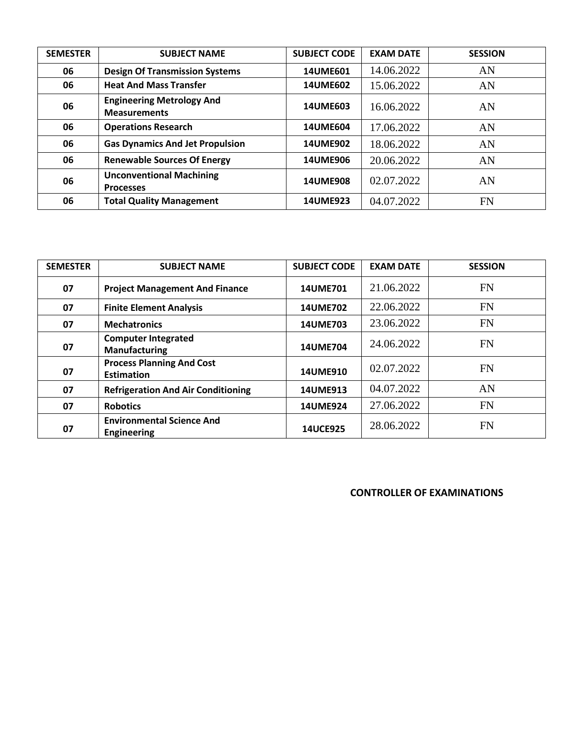| SEMESTER | SUBJECT NAME | SUBJECT CODE | EXAM DATE | SESSION |
|---|---|---|---|---|
| **06** | **Design Of Transmission Systems** | **14UME601** | 14.06.2022 | AN |
| **06** | **Heat And Mass Transfer** | **14UME602** | 15.06.2022 | AN |
| **06** | **Engineering Metrology And Measurements** | **14UME603** | 16.06.2022 | AN |
| **06** | **Operations Research** | **14UME604** | 17.06.2022 | AN |
| **06** | **Gas Dynamics And Jet Propulsion** | **14UME902** | 18.06.2022 | AN |
| **06** | **Renewable Sources Of Energy** | **14UME906** | 20.06.2022 | AN |
| **06** | **Unconventional Machining Processes** | **14UME908** | 02.07.2022 | AN |
| **06** | **Total Quality Management** | **14UME923** | 04.07.2022 | FN |

| SEMESTER | SUBJECT NAME | SUBJECT CODE | EXAM DATE | SESSION |
|---|---|---|---|---|
| **07** | **Project Management And Finance** | **14UME701** | 21.06.2022 | FN |
| **07** | **Finite Element Analysis** | **14UME702** | 22.06.2022 | FN |
| **07** | **Mechatronics** | **14UME703** | 23.06.2022 | FN |
| **07** | **Computer Integrated Manufacturing** | **14UME704** | 24.06.2022 | FN |
| **07** | **Process Planning And Cost Estimation** | **14UME910** | 02.07.2022 | FN |
| **07** | **Refrigeration And Air Conditioning** | **14UME913** | 04.07.2022 | AN |
| **07** | **Robotics** | **14UME924** | 27.06.2022 | FN |
| **07** | **Environmental Science And Engineering** | **14UCE925** | 28.06.2022 | FN |

**CONTROLLER OF EXAMINATIONS**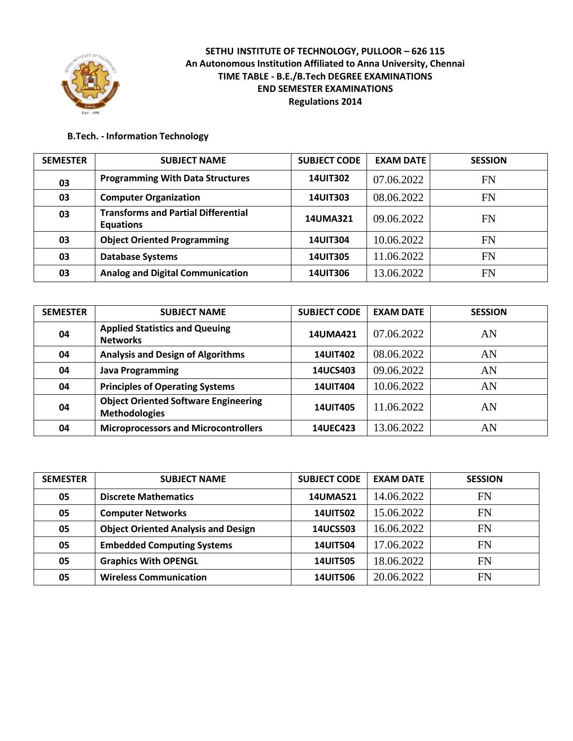**SETHU INSTITUTE OF TECHNOLOGY, PULLOOR – 626 115**
**An Autonomous Institution Affiliated to Anna University, Chennai**
**TIME TABLE - B.E./B.Tech DEGREE EXAMINATIONS**
**END SEMESTER EXAMINATIONS**
**Regulations 2014**

**B.Tech. - Information Technology**

| SEMESTER | SUBJECT NAME | SUBJECT CODE | EXAM DATE | SESSION |
|---|---|---|---|---|
| 03 | Programming With Data Structures | 14UIT302 | 07.06.2022 | FN |
| 03 | Computer Organization | 14UIT303 | 08.06.2022 | FN |
| 03 | Transforms and Partial Differential Equations | 14UMA321 | 09.06.2022 | FN |
| 03 | Object Oriented Programming | 14UIT304 | 10.06.2022 | FN |
| 03 | Database Systems | 14UIT305 | 11.06.2022 | FN |
| 03 | Analog and Digital Communication | 14UIT306 | 13.06.2022 | FN |

| SEMESTER | SUBJECT NAME | SUBJECT CODE | EXAM DATE | SESSION |
|---|---|---|---|---|
| 04 | Applied Statistics and Queuing Networks | 14UMA421 | 07.06.2022 | AN |
| 04 | Analysis and Design of Algorithms | 14UIT402 | 08.06.2022 | AN |
| 04 | Java Programming | 14UCS403 | 09.06.2022 | AN |
| 04 | Principles of Operating Systems | 14UIT404 | 10.06.2022 | AN |
| 04 | Object Oriented Software Engineering Methodologies | 14UIT405 | 11.06.2022 | AN |
| 04 | Microprocessors and Microcontrollers | 14UEC423 | 13.06.2022 | AN |

| SEMESTER | SUBJECT NAME | SUBJECT CODE | EXAM DATE | SESSION |
|---|---|---|---|---|
| 05 | Discrete Mathematics | 14UMA521 | 14.06.2022 | FN |
| 05 | Computer Networks | 14UIT502 | 15.06.2022 | FN |
| 05 | Object Oriented Analysis and Design | 14UCS503 | 16.06.2022 | FN |
| 05 | Embedded Computing Systems | 14UIT504 | 17.06.2022 | FN |
| 05 | Graphics With OPENGL | 14UIT505 | 18.06.2022 | FN |
| 05 | Wireless Communication | 14UIT506 | 20.06.2022 | FN |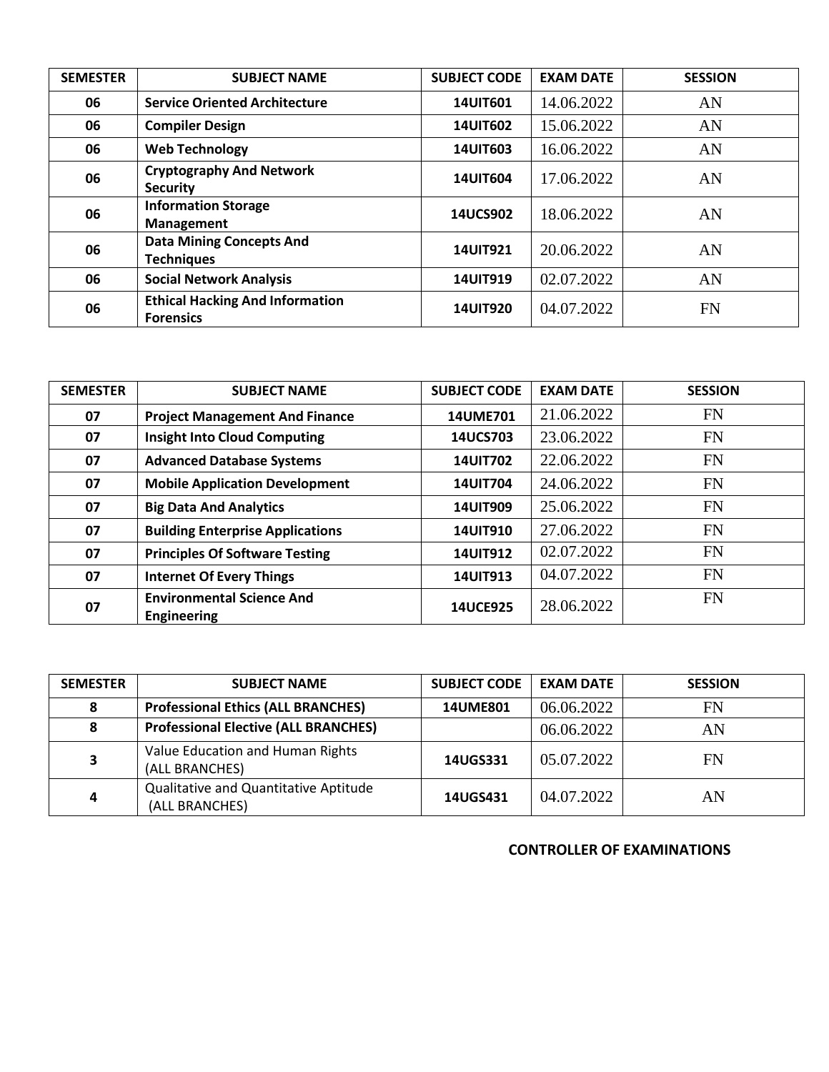| SEMESTER | SUBJECT NAME | SUBJECT CODE | EXAM DATE | SESSION |
| --- | --- | --- | --- | --- |
| 06 | **Service Oriented Architecture** | **14UIT601** | 14.06.2022 | AN |
| 06 | **Compiler Design** | **14UIT602** | 15.06.2022 | AN |
| 06 | **Web Technology** | **14UIT603** | 16.06.2022 | AN |
| 06 | **Cryptography And Network Security** | **14UIT604** | 17.06.2022 | AN |
| 06 | **Information Storage Management** | **14UCS902** | 18.06.2022 | AN |
| 06 | **Data Mining Concepts And Techniques** | **14UIT921** | 20.06.2022 | AN |
| 06 | **Social Network Analysis** | **14UIT919** | 02.07.2022 | AN |
| 06 | **Ethical Hacking And Information Forensics** | **14UIT920** | 04.07.2022 | FN |

| SEMESTER | SUBJECT NAME | SUBJECT CODE | EXAM DATE | SESSION |
| --- | --- | --- | --- | --- |
| 07 | **Project Management And Finance** | **14UME701** | 21.06.2022 | FN |
| 07 | **Insight Into Cloud Computing** | **14UCS703** | 23.06.2022 | FN |
| 07 | **Advanced Database Systems** | **14UIT702** | 22.06.2022 | FN |
| 07 | **Mobile Application Development** | **14UIT704** | 24.06.2022 | FN |
| 07 | **Big Data And Analytics** | **14UIT909** | 25.06.2022 | FN |
| 07 | **Building Enterprise Applications** | **14UIT910** | 27.06.2022 | FN |
| 07 | **Principles Of Software Testing** | **14UIT912** | 02.07.2022 | FN |
| 07 | **Internet Of Every Things** | **14UIT913** | 04.07.2022 | FN |
| 07 | **Environmental Science And Engineering** | **14UCE925** | 28.06.2022 | FN |

| SEMESTER | SUBJECT NAME | SUBJECT CODE | EXAM DATE | SESSION |
| --- | --- | --- | --- | --- |
| 8 | **Professional Ethics (ALL BRANCHES)** | **14UME801** | 06.06.2022 | FN |
| 8 | **Professional Elective (ALL BRANCHES)** | | 06.06.2022 | AN |
| 3 | Value Education and Human Rights (ALL BRANCHES) | **14UGS331** | 05.07.2022 | FN |
| 4 | Qualitative and Quantitative Aptitude (ALL BRANCHES) | **14UGS431** | 04.07.2022 | AN |

**CONTROLLER OF EXAMINATIONS**